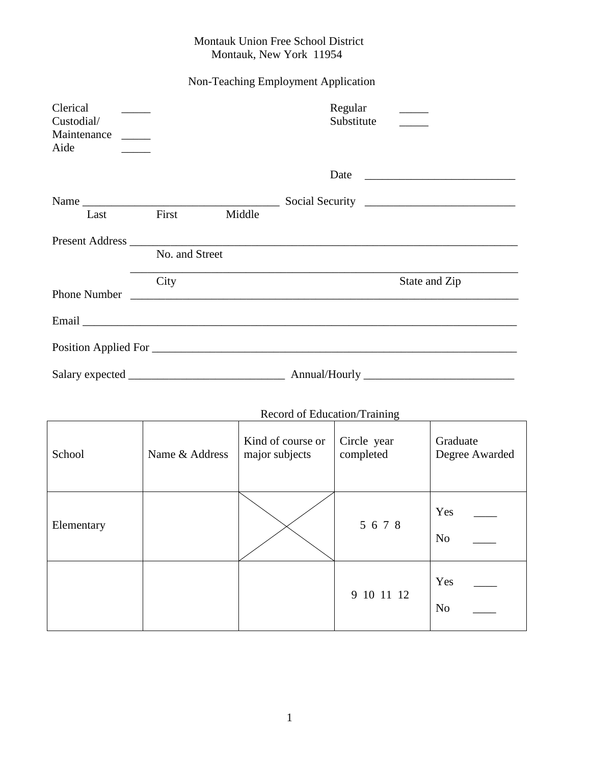Montauk Union Free School District
Montauk, New York 11954

Non-Teaching Employment Application

Clerical _____
Custodial/
Maintenance _____
Aide _____

Regular _____
Substitute _____

Date __________________________

Name _________________________________ Social Security __________________________
Last First Middle

Present Address ______________________________________________________________________
No. and Street

______________________________________________________________________
City State and Zip

Phone Number ______________________________________________________________________

Email ______________________________________________________________________________

Position Applied For _________________________________________________________________

Salary expected ___________________________ Annual/Hourly __________________________

Record of Education/Training

| School | Name & Address | Kind of course or major subjects | Circle year completed | Graduate Degree Awarded |
|---|---|---|---|---|
| Elementary | | X | 5 6 7 8 | Yes ____ No ____ |
| | | | 9 10 11 12 | Yes ____ No ____ |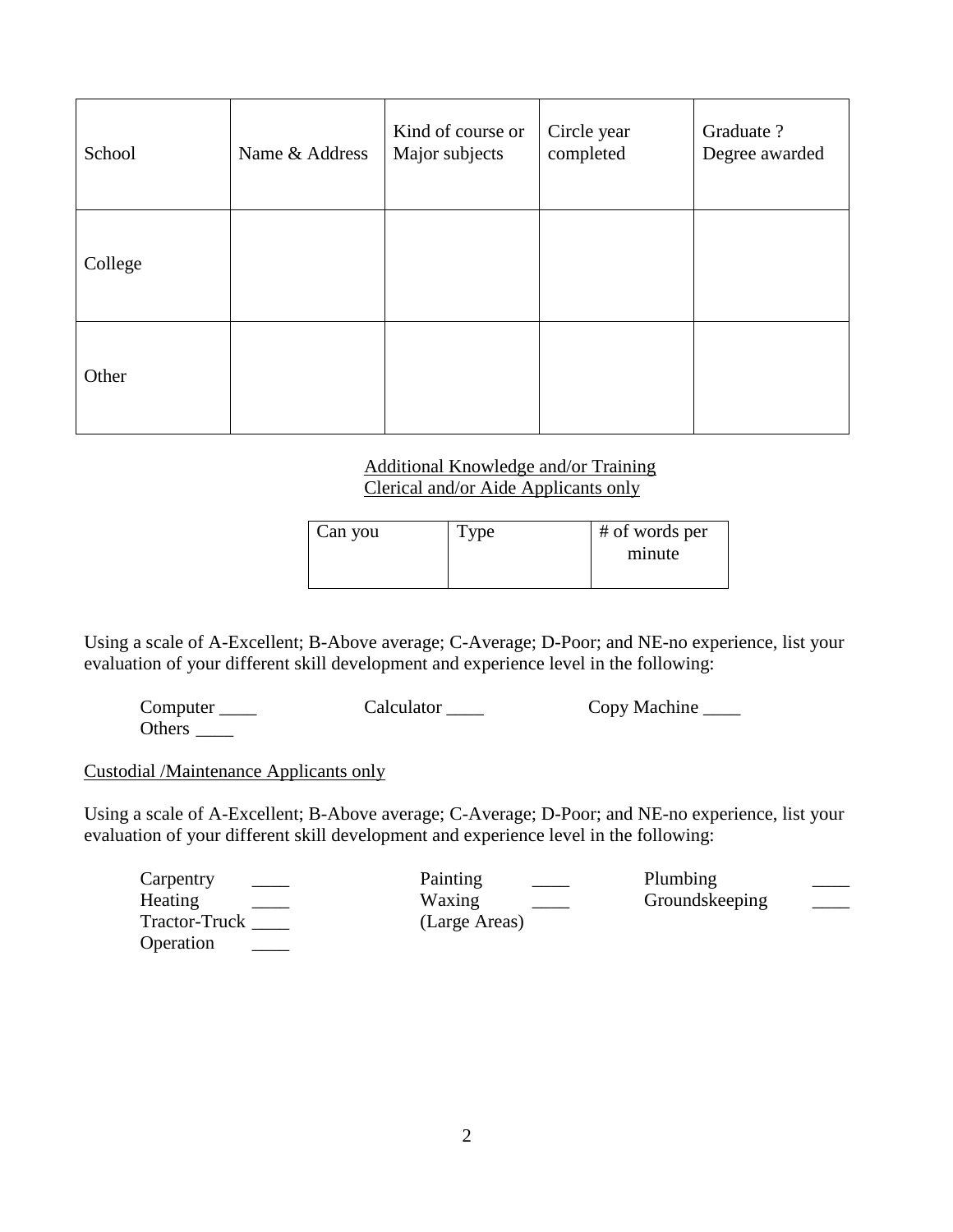| School | Name & Address | Kind of course or Major subjects | Circle year completed | Graduate ? Degree awarded |
|---|---|---|---|---|
| College | | | | |
| Other | | | | |

Additional Knowledge and/or Training
Clerical and/or Aide Applicants only

| Can you | Type | # of words per minute |
|---|---|---|

Using a scale of A-Excellent; B-Above average; C-Average; D-Poor; and NE-no experience, list your evaluation of your different skill development and experience level in the following:

Computer ____ Calculator ____ Copy Machine ____
Others ____

Custodial /Maintenance Applicants only

Using a scale of A-Excellent; B-Above average; C-Average; D-Poor; and NE-no experience, list your evaluation of your different skill development and experience level in the following:

Carpentry ____ Painting ____ Plumbing ____
Heating ____ Waxing (Large Areas) ____ Groundskeeping ____
Tractor-Truck Operation ____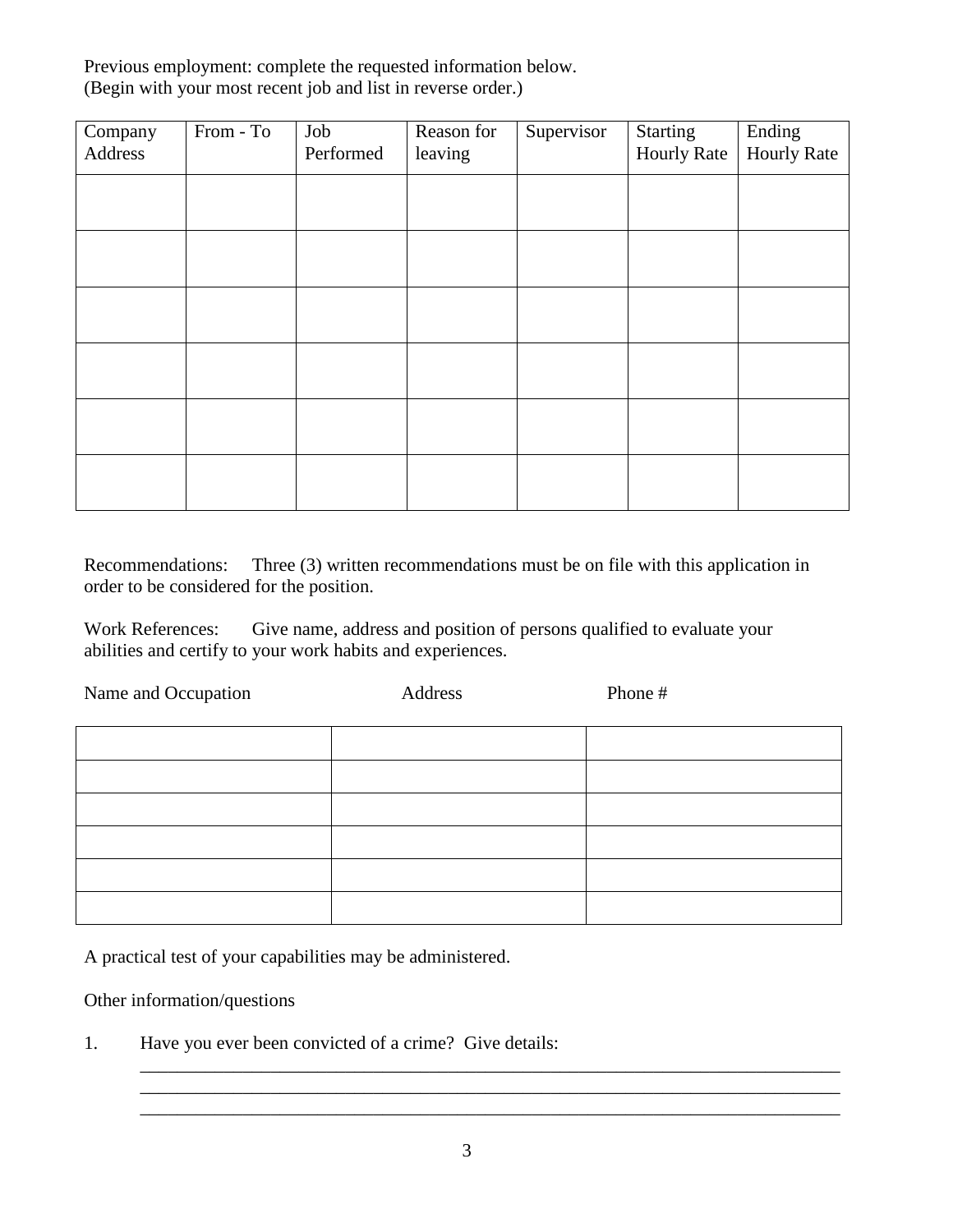Previous employment: complete the requested information below.
(Begin with your most recent job and list in reverse order.)

| Company Address | From - To | Job Performed | Reason for leaving | Supervisor | Starting Hourly Rate | Ending Hourly Rate |
|---|---|---|---|---|---|---|
| | | | | | | |
| | | | | | | |
| | | | | | | |
| | | | | | | |
| | | | | | | |
| | | | | | | |

Recommendations: Three (3) written recommendations must be on file with this application in order to be considered for the position.

Work References: Give name, address and position of persons qualified to evaluate your abilities and certify to your work habits and experiences.

| Name and Occupation | Address | Phone # |
|---|---|---|
| | | |
| | | |
| | | |
| | | |
| | | |
| | | |

A practical test of your capabilities may be administered.

Other information/questions

1. Have you ever been convicted of a crime? Give details:
   ______________________________________________________________________________
   ______________________________________________________________________________
   ______________________________________________________________________________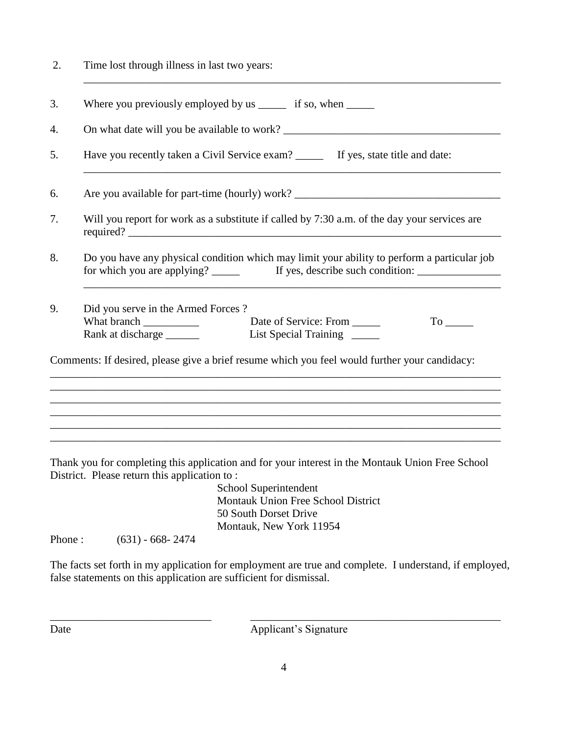2. Time lost through illness in last two years:
   ___________________________________________________________________________

3. Where you previously employed by us _____ if so, when _____

4. On what date will you be available to work? ________________________________________

5. Have you recently taken a Civil Service exam? _____ If yes, state title and date:
   ___________________________________________________________________________

6. Are you available for part-time (hourly) work? _____________________________________

7. Will you report for work as a substitute if called by 7:30 a.m. of the day your services are required? ______________________________________________________________________

8. Do you have any physical condition which may limit your ability to perform a particular job for which you are applying? _____ If yes, describe such condition: _______________
   ___________________________________________________________________________

9. Did you serve in the Armed Forces ?
   What branch __________ Date of Service: From _____ To _____
   Rank at discharge ______ List Special Training _____

Comments: If desired, please give a brief resume which you feel would further your candidacy:
_____________________________________________________________________________
_____________________________________________________________________________
_____________________________________________________________________________
_____________________________________________________________________________
_____________________________________________________________________________
_____________________________________________________________________________

Thank you for completing this application and for your interest in the Montauk Union Free School District. Please return this application to :

School Superintendent
Montauk Union Free School District
50 South Dorset Drive
Montauk, New York 11954

Phone : (631) - 668- 2474

The facts set forth in my application for employment are true and complete. I understand, if employed, false statements on this application are sufficient for dismissal.

_____________________________ _______________________________________________
Date Applicant's Signature